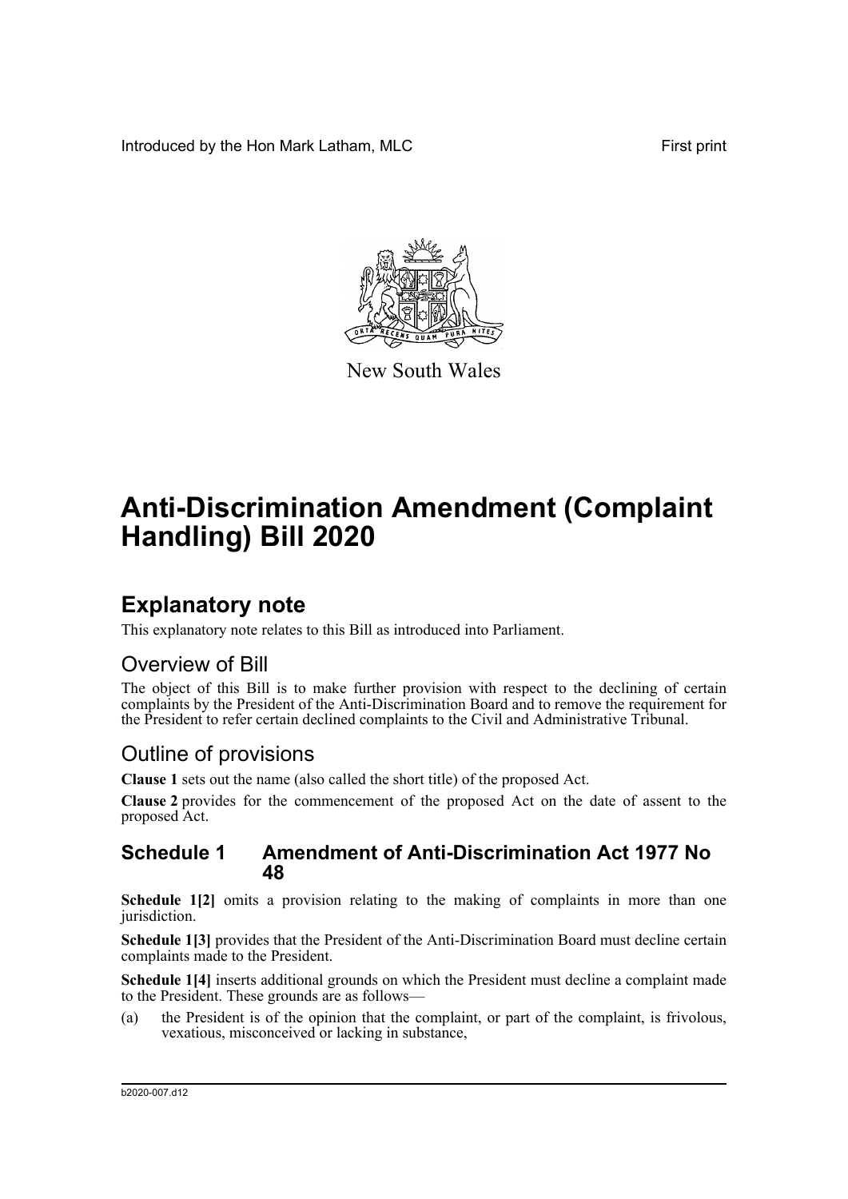Introduced by the Hon Mark Latham, MLC

First print

New South Wales

# Anti-Discrimination Amendment (Complaint Handling) Bill 2020

## Explanatory note

This explanatory note relates to this Bill as introduced into Parliament.

### Overview of Bill

The object of this Bill is to make further provision with respect to the declining of certain complaints by the President of the Anti-Discrimination Board and to remove the requirement for the President to refer certain declined complaints to the Civil and Administrative Tribunal.

### Outline of provisions

**Clause 1** sets out the name (also called the short title) of the proposed Act.

**Clause 2** provides for the commencement of the proposed Act on the date of assent to the proposed Act.

### Schedule 1 Amendment of Anti-Discrimination Act 1977 No 48

**Schedule 1[2]** omits a provision relating to the making of complaints in more than one jurisdiction.

**Schedule 1[3]** provides that the President of the Anti-Discrimination Board must decline certain complaints made to the President.

**Schedule 1[4]** inserts additional grounds on which the President must decline a complaint made to the President. These grounds are as follows—

(a) the President is of the opinion that the complaint, or part of the complaint, is frivolous, vexatious, misconceived or lacking in substance,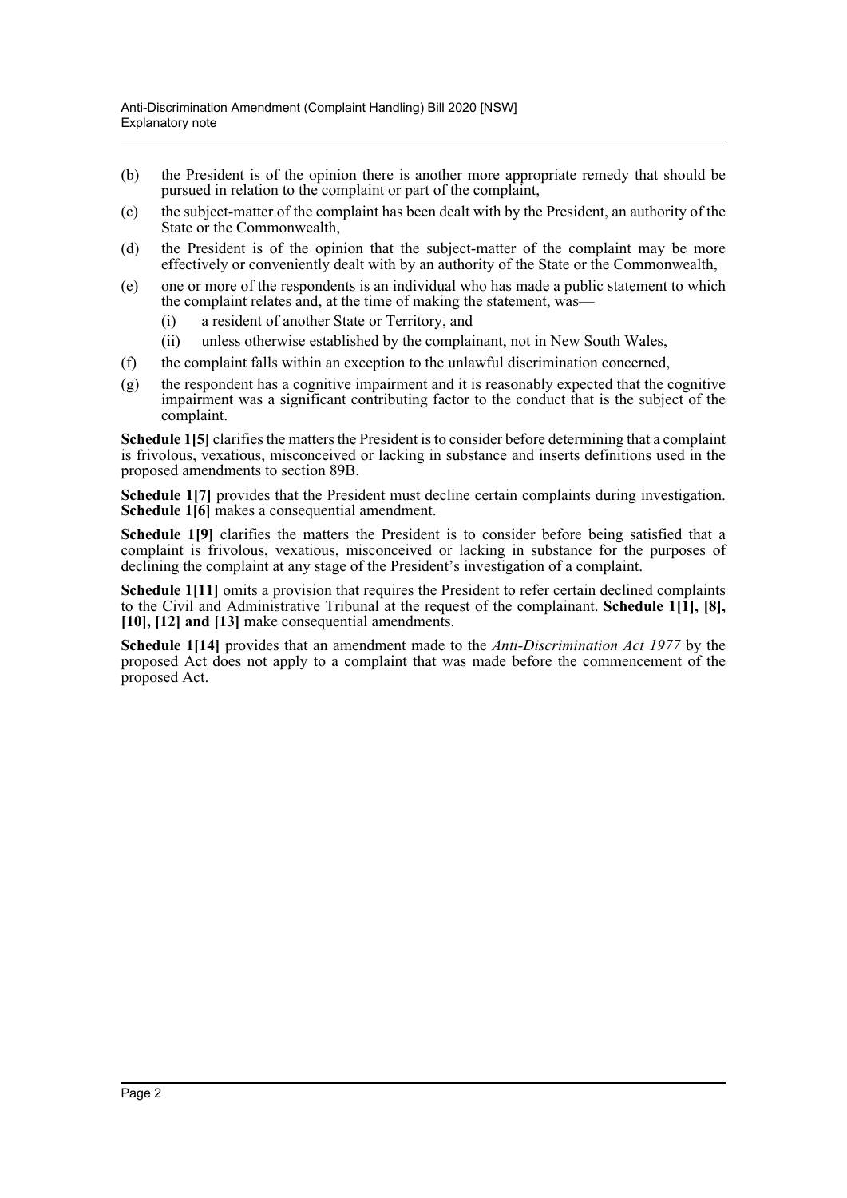(b) the President is of the opinion there is another more appropriate remedy that should be pursued in relation to the complaint or part of the complaint,

(c) the subject-matter of the complaint has been dealt with by the President, an authority of the State or the Commonwealth,

(d) the President is of the opinion that the subject-matter of the complaint may be more effectively or conveniently dealt with by an authority of the State or the Commonwealth,

(e) one or more of the respondents is an individual who has made a public statement to which the complaint relates and, at the time of making the statement, was—

  (i) a resident of another State or Territory, and

  (ii) unless otherwise established by the complainant, not in New South Wales,

(f) the complaint falls within an exception to the unlawful discrimination concerned,

(g) the respondent has a cognitive impairment and it is reasonably expected that the cognitive impairment was a significant contributing factor to the conduct that is the subject of the complaint.

**Schedule 1[5]** clarifies the matters the President is to consider before determining that a complaint is frivolous, vexatious, misconceived or lacking in substance and inserts definitions used in the proposed amendments to section 89B.

**Schedule 1[7]** provides that the President must decline certain complaints during investigation. **Schedule 1[6]** makes a consequential amendment.

**Schedule 1[9]** clarifies the matters the President is to consider before being satisfied that a complaint is frivolous, vexatious, misconceived or lacking in substance for the purposes of declining the complaint at any stage of the President's investigation of a complaint.

**Schedule 1[11]** omits a provision that requires the President to refer certain declined complaints to the Civil and Administrative Tribunal at the request of the complainant. **Schedule 1[1], [8], [10], [12] and [13]** make consequential amendments.

**Schedule 1[14]** provides that an amendment made to the *Anti-Discrimination Act 1977* by the proposed Act does not apply to a complaint that was made before the commencement of the proposed Act.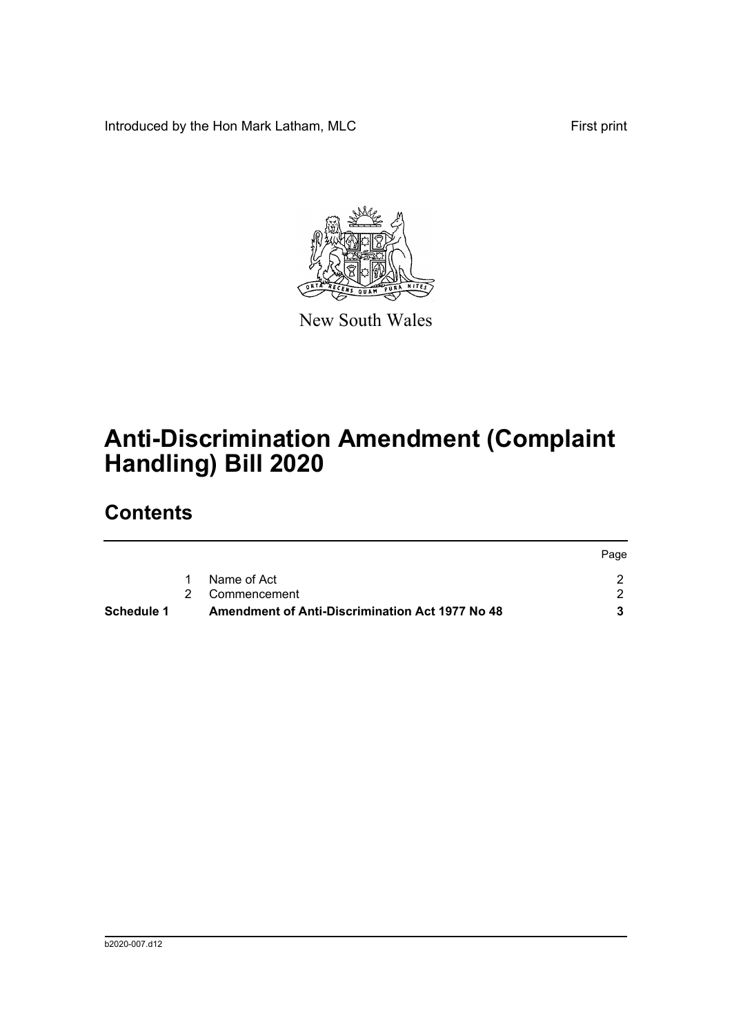Introduced by the Hon Mark Latham, MLC First print

New South Wales

# Anti-Discrimination Amendment (Complaint Handling) Bill 2020

## Contents

| | | | Page |
|---|---|---|---|
| | 1 | Name of Act | 2 |
| | 2 | Commencement | 2 |
| **Schedule 1** | | **Amendment of Anti-Discrimination Act 1977 No 48** | **3** |

b2020-007.d12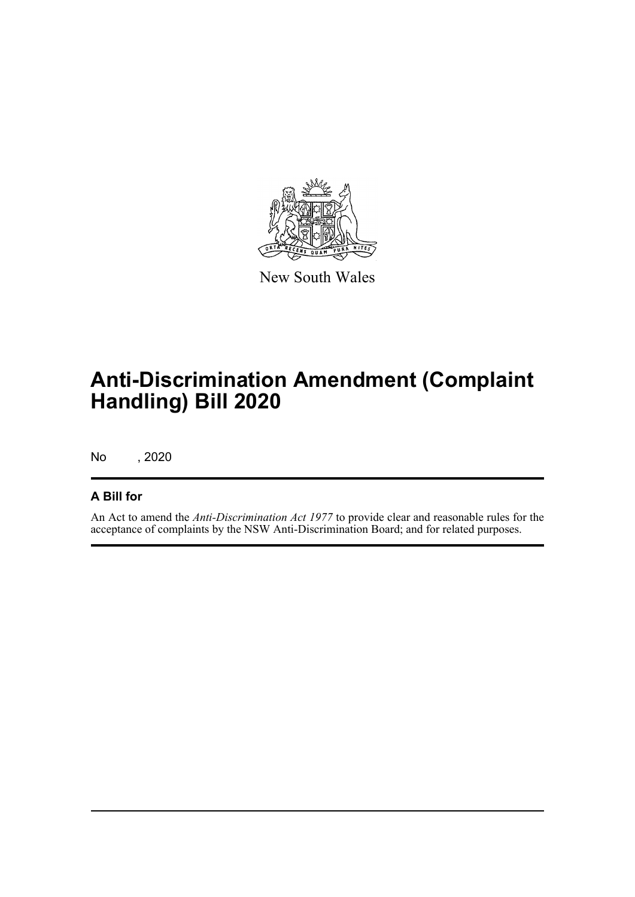New South Wales

# Anti-Discrimination Amendment (Complaint Handling) Bill 2020

No , 2020

## A Bill for

An Act to amend the *Anti-Discrimination Act 1977* to provide clear and reasonable rules for the acceptance of complaints by the NSW Anti-Discrimination Board; and for related purposes.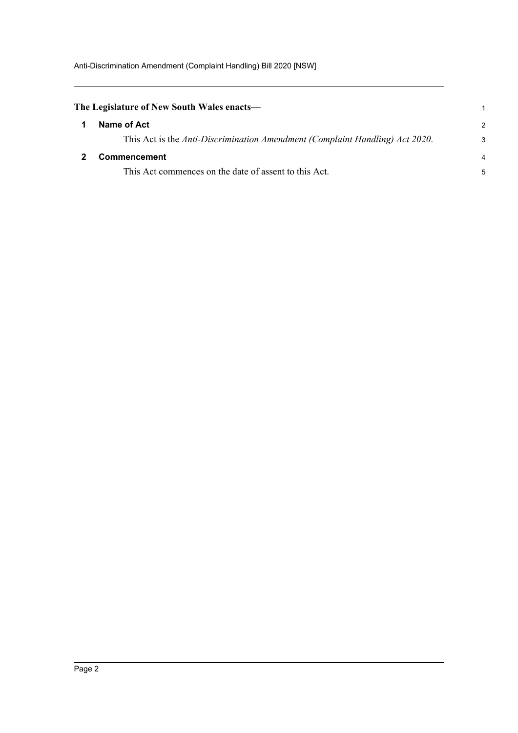**The Legislature of New South Wales enacts—**

## 1 Name of Act

This Act is the *Anti-Discrimination Amendment (Complaint Handling) Act 2020*.

## 2 Commencement

This Act commences on the date of assent to this Act.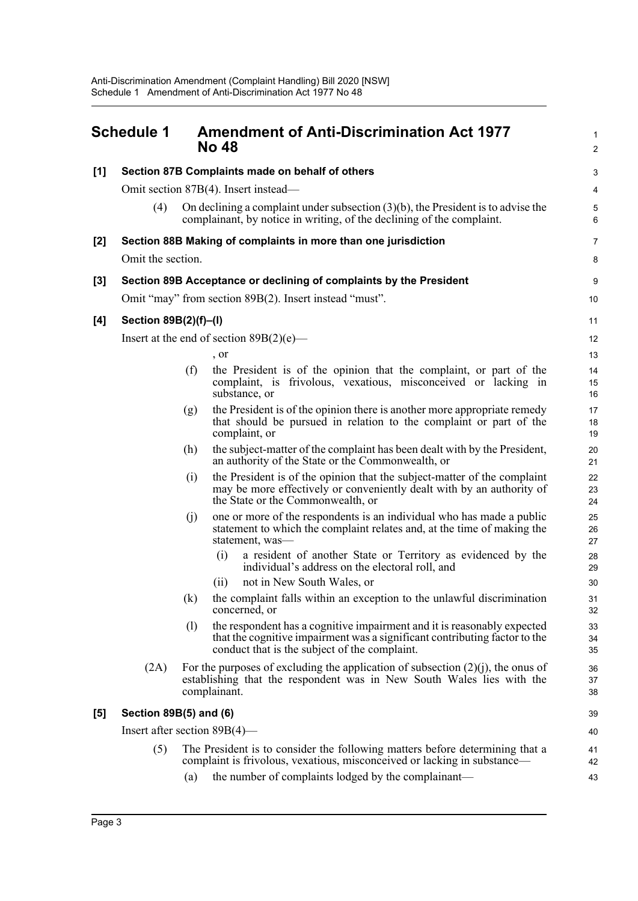## Schedule 1 Amendment of Anti-Discrimination Act 1977 No 48

**[1] Section 87B Complaints made on behalf of others**

Omit section 87B(4). Insert instead—

(4) On declining a complaint under subsection (3)(b), the President is to advise the complainant, by notice in writing, of the declining of the complaint.

**[2] Section 88B Making of complaints in more than one jurisdiction**

Omit the section.

**[3] Section 89B Acceptance or declining of complaints by the President**

Omit "may" from section 89B(2). Insert instead "must".

**[4] Section 89B(2)(f)–(l)**

Insert at the end of section 89B(2)(e)—

, or

(f) the President is of the opinion that the complaint, or part of the complaint, is frivolous, vexatious, misconceived or lacking in substance, or

(g) the President is of the opinion there is another more appropriate remedy that should be pursued in relation to the complaint or part of the complaint, or

(h) the subject-matter of the complaint has been dealt with by the President, an authority of the State or the Commonwealth, or

(i) the President is of the opinion that the subject-matter of the complaint may be more effectively or conveniently dealt with by an authority of the State or the Commonwealth, or

(j) one or more of the respondents is an individual who has made a public statement to which the complaint relates and, at the time of making the statement, was—

(i) a resident of another State or Territory as evidenced by the individual's address on the electoral roll, and

(ii) not in New South Wales, or

(k) the complaint falls within an exception to the unlawful discrimination concerned, or

(l) the respondent has a cognitive impairment and it is reasonably expected that the cognitive impairment was a significant contributing factor to the conduct that is the subject of the complaint.

(2A) For the purposes of excluding the application of subsection (2)(j), the onus of establishing that the respondent was in New South Wales lies with the complainant.

**[5] Section 89B(5) and (6)**

Insert after section 89B(4)—

(5) The President is to consider the following matters before determining that a complaint is frivolous, vexatious, misconceived or lacking in substance—

(a) the number of complaints lodged by the complainant—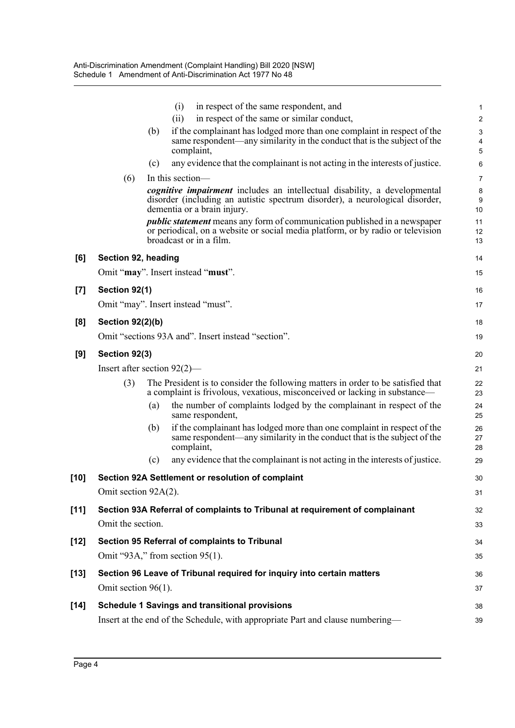(i) in respect of the same respondent, and

(ii) in respect of the same or similar conduct,

(b) if the complainant has lodged more than one complaint in respect of the same respondent—any similarity in the conduct that is the subject of the complaint,

(c) any evidence that the complainant is not acting in the interests of justice.

(6) In this section—

***cognitive impairment*** includes an intellectual disability, a developmental disorder (including an autistic spectrum disorder), a neurological disorder, dementia or a brain injury.

***public statement*** means any form of communication published in a newspaper or periodical, on a website or social media platform, or by radio or television broadcast or in a film.

**[6] Section 92, heading**

Omit "**may**". Insert instead "**must**".

**[7] Section 92(1)**

Omit "may". Insert instead "must".

**[8] Section 92(2)(b)**

Omit "sections 93A and". Insert instead "section".

**[9] Section 92(3)**

Insert after section 92(2)—

(3) The President is to consider the following matters in order to be satisfied that a complaint is frivolous, vexatious, misconceived or lacking in substance—

(a) the number of complaints lodged by the complainant in respect of the same respondent,

(b) if the complainant has lodged more than one complaint in respect of the same respondent—any similarity in the conduct that is the subject of the complaint,

(c) any evidence that the complainant is not acting in the interests of justice.

**[10] Section 92A Settlement or resolution of complaint**

Omit section 92A(2).

**[11] Section 93A Referral of complaints to Tribunal at requirement of complainant**

Omit the section.

**[12] Section 95 Referral of complaints to Tribunal**

Omit "93A," from section 95(1).

**[13] Section 96 Leave of Tribunal required for inquiry into certain matters**

Omit section 96(1).

**[14] Schedule 1 Savings and transitional provisions**

Insert at the end of the Schedule, with appropriate Part and clause numbering—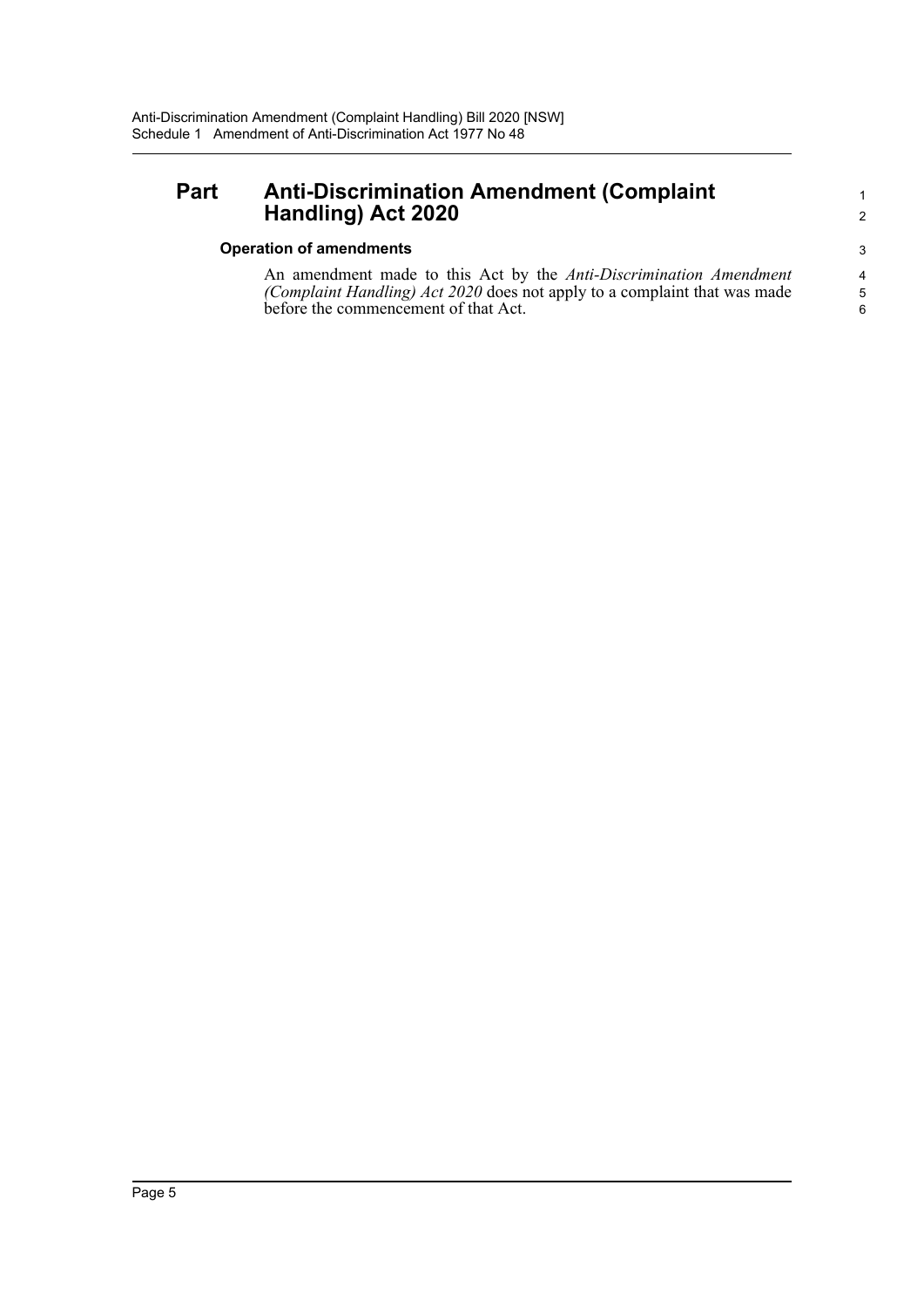## Part Anti-Discrimination Amendment (Complaint Handling) Act 2020

### Operation of amendments

An amendment made to this Act by the *Anti-Discrimination Amendment (Complaint Handling) Act 2020* does not apply to a complaint that was made before the commencement of that Act.